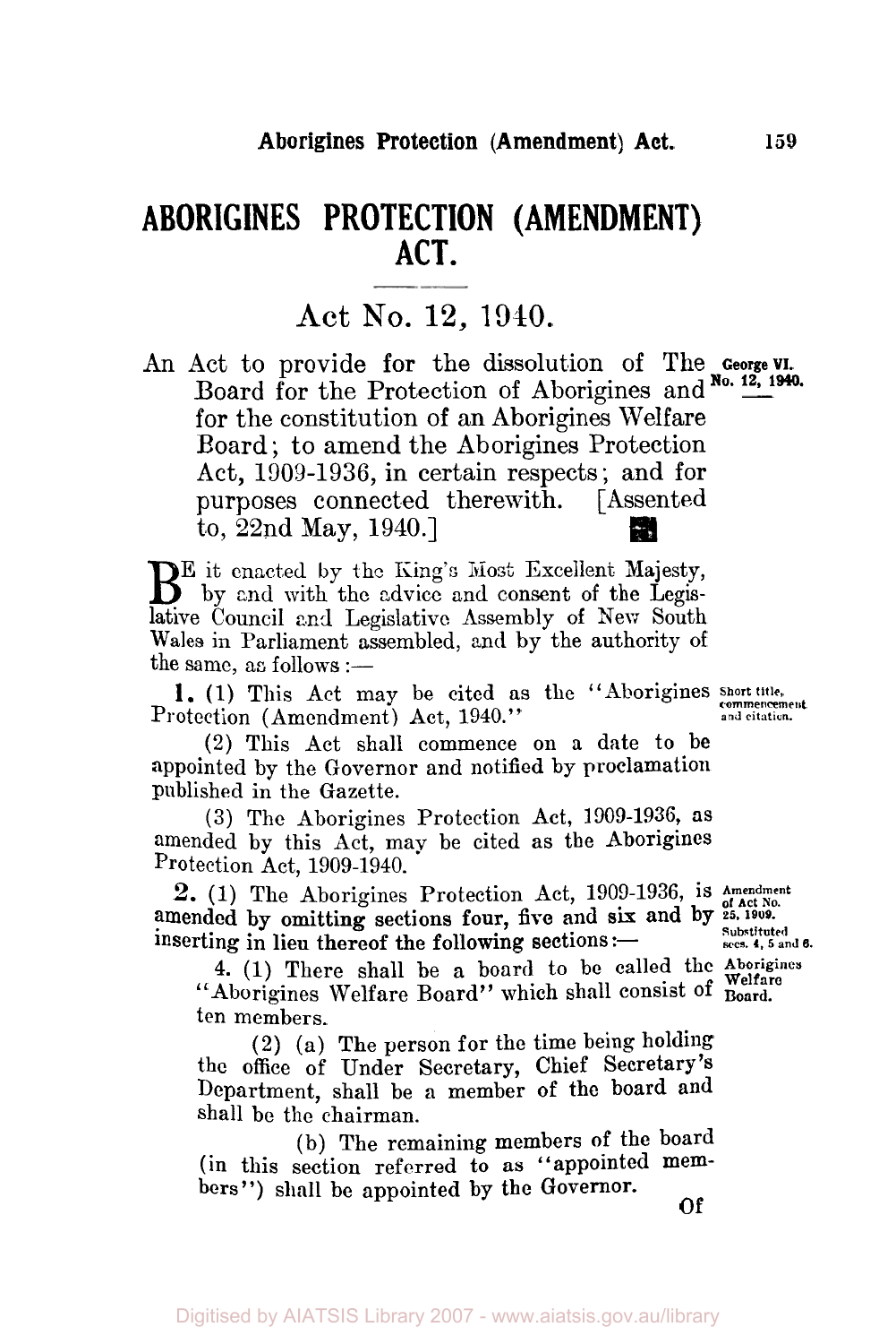# ABORIGINES PROTECTION (AMENDMENT) ACT.

## Act No. 12, 1940.

An Act to provide for the dissolution of The Board for the Protection of Aborigines and for the constitution of an Aborigines Welfare Board; to amend the Aborigines Protection Act, 1909-1936, in certain respects; and for purposes connected therewith. [Assented to, 22nd May, 1940.]

George VI. No. 12, 1940.

BE it enacted by the King's Most Excellent Majesty, by and with the advice and consent of the Legislative Council and Legislative Assembly of New South Wales in Parliament assembled, and by the authority of the same, as follows:—

*Short title, commencement and citation.*

**1.** (1) This Act may be cited as the "Aborigines Protection (Amendment) Act, 1940."

(2) This Act shall commence on a date to be appointed by the Governor and notified by proclamation published in the Gazette.

(3) The Aborigines Protection Act, 1909-1936, as amended by this Act, may be cited as the Aborigines Protection Act, 1909-1940.

*Amendment of Act No. 25, 1909. Substituted secs. 4, 5 and 6.*

**2.** (1) The Aborigines Protection Act, 1909-1936, is amended by omitting sections four, five and six and by inserting in lieu thereof the following sections:—

*Aborigines Welfare Board.*

4. (1) There shall be a board to be called the "Aborigines Welfare Board" which shall consist of ten members.

(2) (a) The person for the time being holding the office of Under Secretary, Chief Secretary's Department, shall be a member of the board and shall be the chairman.

(b) The remaining members of the board (in this section referred to as "appointed members") shall be appointed by the Governor.

Of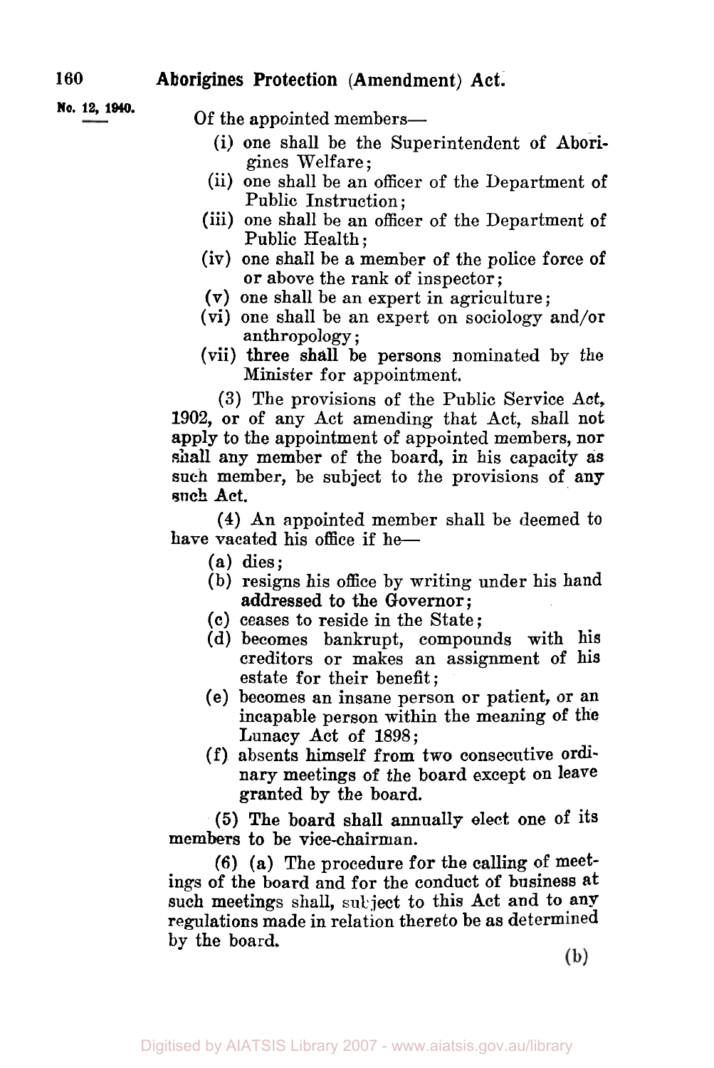Of the appointed members—

- (i) one shall be the Superintendent of Aborigines Welfare;
- (ii) one shall be an officer of the Department of Public Instruction;
- (iii) one shall be an officer of the Department of Public Health;
- (iv) one shall be a member of the police force of or above the rank of inspector;
- (v) one shall be an expert in agriculture;
- (vi) one shall be an expert on sociology and/or anthropology;
- (vii) three shall be persons nominated by the Minister for appointment.

(3) The provisions of the Public Service Act, 1902, or of any Act amending that Act, shall not apply to the appointment of appointed members, nor shall any member of the board, in his capacity as such member, be subject to the provisions of any such Act.

(4) An appointed member shall be deemed to have vacated his office if he—

- (a) dies;
- (b) resigns his office by writing under his hand addressed to the Governor;
- (c) ceases to reside in the State;
- (d) becomes bankrupt, compounds with his creditors or makes an assignment of his estate for their benefit;
- (e) becomes an insane person or patient, or an incapable person within the meaning of the Lunacy Act of 1898;
- (f) absents himself from two consecutive ordinary meetings of the board except on leave granted by the board.

(5) The board shall annually elect one of its members to be vice-chairman.

(6) (a) The procedure for the calling of meetings of the board and for the conduct of business at such meetings shall, subject to this Act and to any regulations made in relation thereto be as determined by the board.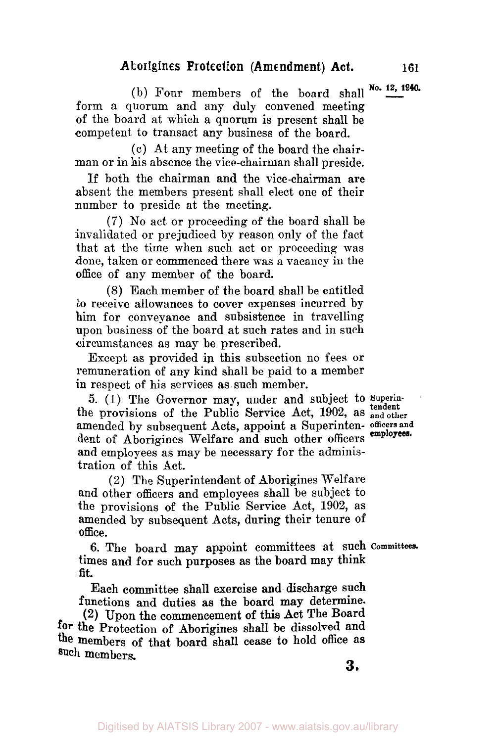(b) Four members of the board shall form a quorum and any duly convened meeting of the board at which a quorum is present shall be competent to transact any business of the board.

(c) At any meeting of the board the chairman or in his absence the vice-chairman shall preside.

If both the chairman and the vice-chairman are absent the members present shall elect one of their number to preside at the meeting.

(7) No act or proceeding of the board shall be invalidated or prejudiced by reason only of the fact that at the time when such act or proceeding was done, taken or commenced there was a vacancy in the office of any member of the board.

(8) Each member of the board shall be entitled to receive allowances to cover expenses incurred by him for conveyance and subsistence in travelling upon business of the board at such rates and in such circumstances as may be prescribed.

Except as provided in this subsection no fees or remuneration of any kind shall be paid to a member in respect of his services as such member.

**Superintendent and other officers and employees.**

5. (1) The Governor may, under and subject to the provisions of the Public Service Act, 1902, as amended by subsequent Acts, appoint a Superintendent of Aborigines Welfare and such other officers and employees as may be necessary for the administration of this Act.

(2) The Superintendent of Aborigines Welfare and other officers and employees shall be subject to the provisions of the Public Service Act, 1902, as amended by subsequent Acts, during their tenure of office.

**Committees.**

6. The board may appoint committees at such times and for such purposes as the board may think fit.

Each committee shall exercise and discharge such functions and duties as the board may determine.

(2) Upon the commencement of this Act The Board for the Protection of Aborigines shall be dissolved and the members of that board shall cease to hold office as such members.

3.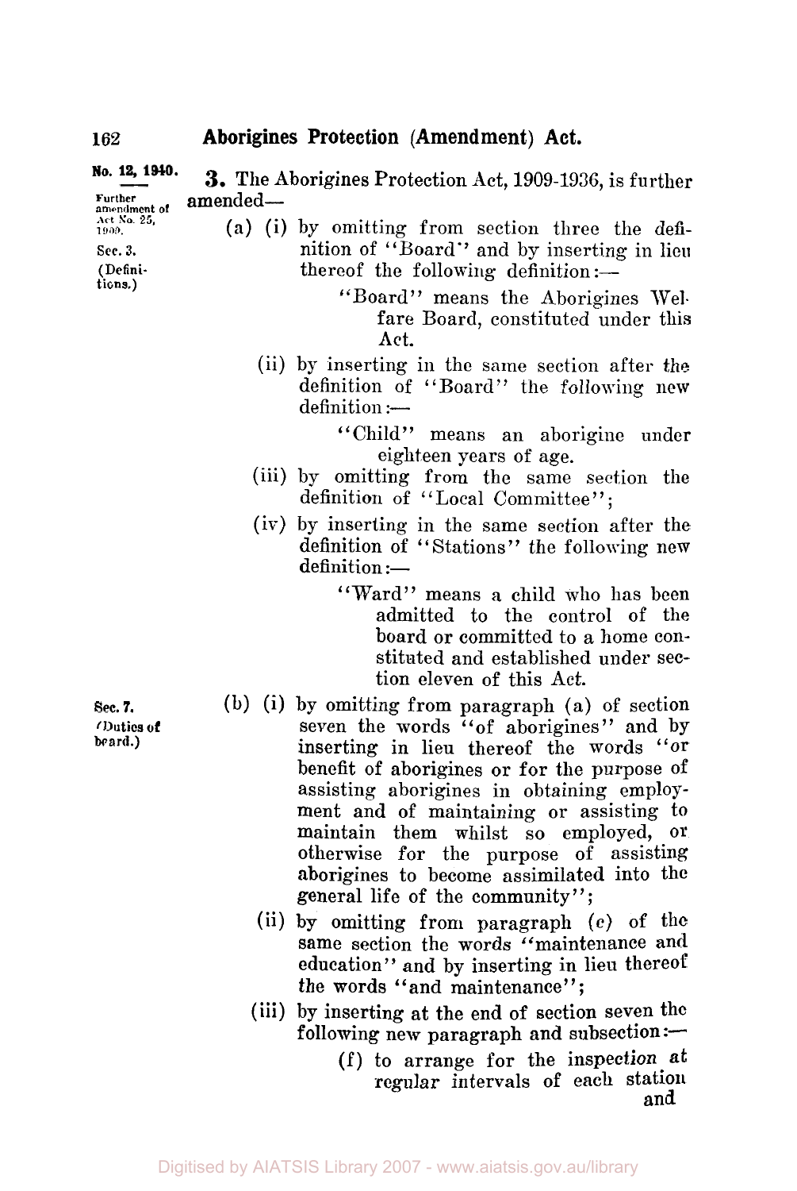No. 12, 1940.

Further amendment of Act No. 25, 1909.

Sec. 3. (Definitions.)

**3.** The Aborigines Protection Act, 1909-1936, is further amended—

(a) (i) by omitting from section three the definition of "Board" and by inserting in lieu thereof the following definition:—

"Board" means the Aborigines Welfare Board, constituted under this Act.

(ii) by inserting in the same section after the definition of "Board" the following new definition:—

"Child" means an aborigine under eighteen years of age.

(iii) by omitting from the same section the definition of "Local Committee";

(iv) by inserting in the same section after the definition of "Stations" the following new definition:—

"Ward" means a child who has been admitted to the control of the board or committed to a home constituted and established under section eleven of this Act.

Sec. 7. (Duties of board.)

(b) (i) by omitting from paragraph (a) of section seven the words "of aborigines" and by inserting in lieu thereof the words "or benefit of aborigines or for the purpose of assisting aborigines in obtaining employment and of maintaining or assisting to maintain them whilst so employed, or otherwise for the purpose of assisting aborigines to become assimilated into the general life of the community";

(ii) by omitting from paragraph (c) of the same section the words "maintenance and education" and by inserting in lieu thereof the words "and maintenance";

(iii) by inserting at the end of section seven the following new paragraph and subsection:—

(f) to arrange for the inspection at regular intervals of each station and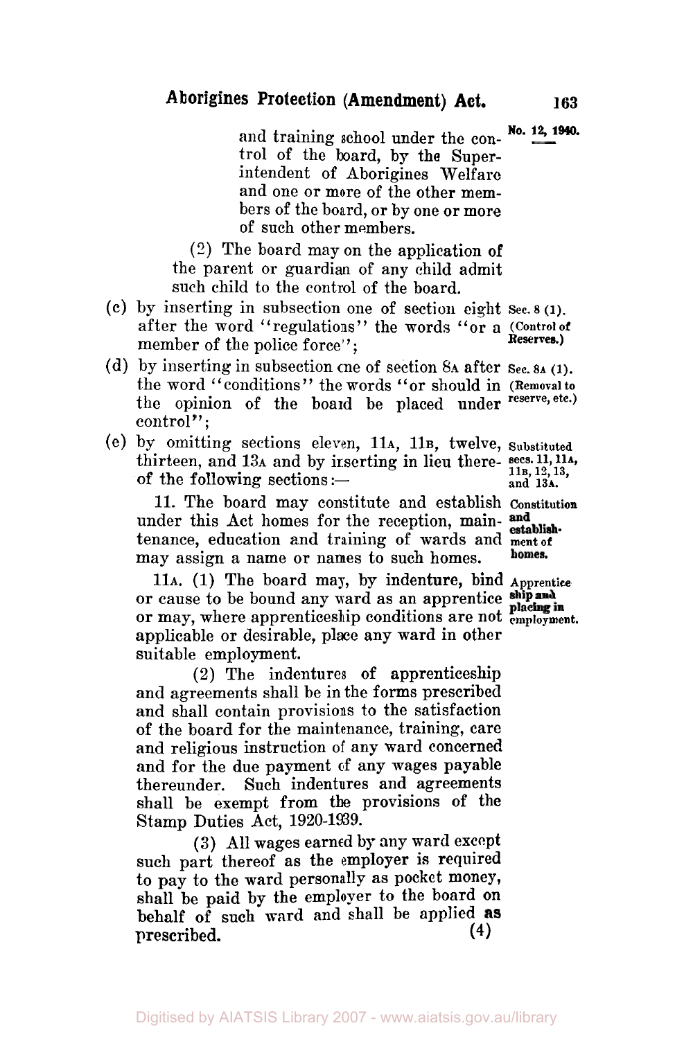and training school under the control of the board, by the Superintendent of Aborigines Welfare and one or more of the other members of the board, or by one or more of such other members.

(2) The board may on the application of the parent or guardian of any child admit such child to the control of the board.

(c) by inserting in subsection one of section eight after the word "regulations" the words "or a member of the police force"; *Sec. 8 (1). (Control of Reserves.)*

(d) by inserting in subsection one of section 8A after the word "conditions" the words "or should in the opinion of the board be placed under control"; *Sec. 8A (1). (Removal to reserve, etc.)*

(e) by omitting sections eleven, 11A, 11B, twelve, thirteen, and 13A and by inserting in lieu thereof the following sections:— *Substituted secs. 11, 11A, 11B, 12, 13, and 13A.*

11. The board may constitute and establish under this Act homes for the reception, maintenance, education and training of wards and may assign a name or names to such homes. *Constitution and establishment of homes.*

11A. (1) The board may, by indenture, bind or cause to be bound any ward as an apprentice or may, where apprenticeship conditions are not applicable or desirable, place any ward in other suitable employment. *Apprenticeship and placing in employment.*

(2) The indentures of apprenticeship and agreements shall be in the forms prescribed and shall contain provisions to the satisfaction of the board for the maintenance, training, care and religious instruction of any ward concerned and for the due payment of any wages payable thereunder. Such indentures and agreements shall be exempt from the provisions of the Stamp Duties Act, 1920-1939.

(3) All wages earned by any ward except such part thereof as the employer is required to pay to the ward personally as pocket money, shall be paid by the employer to the board on behalf of such ward and shall be applied as prescribed.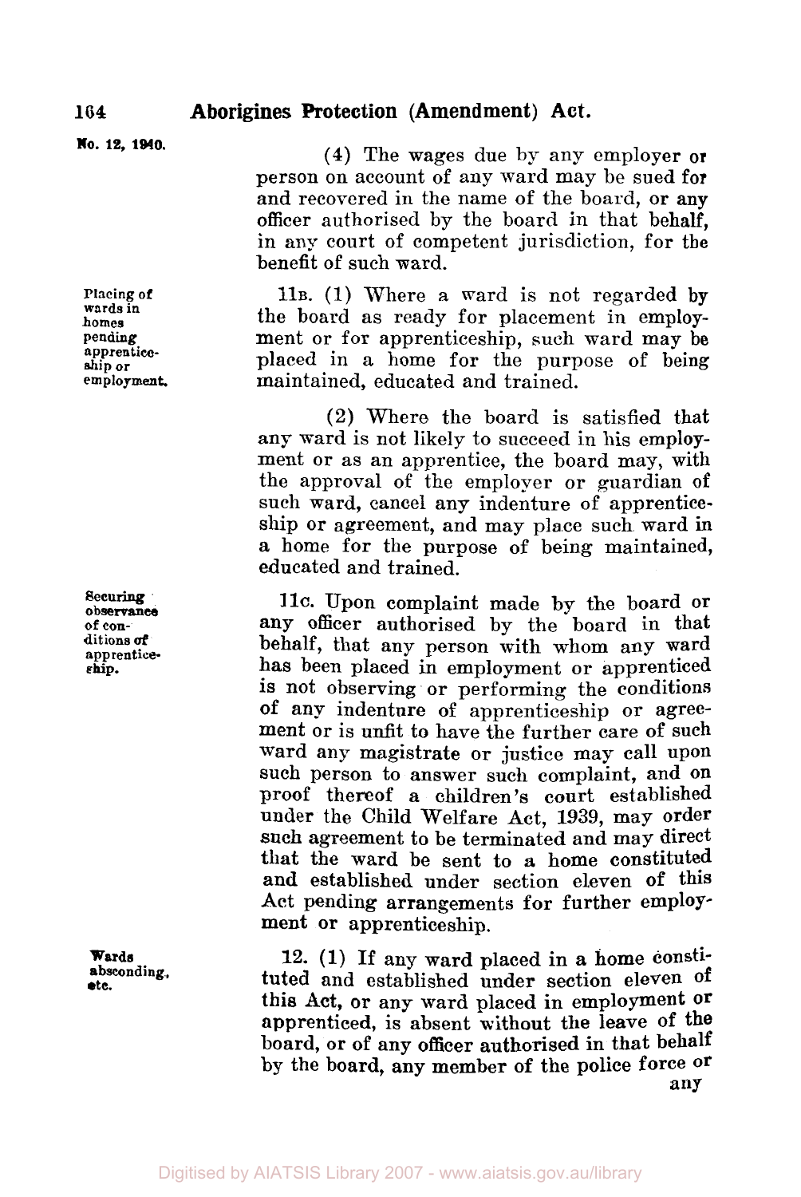(4) The wages due by any employer or person on account of any ward may be sued for and recovered in the name of the board, or any officer authorised by the board in that behalf, in any court of competent jurisdiction, for the benefit of such ward.

**Placing of wards in homes pending apprenticeship or employment.**

11B. (1) Where a ward is not regarded by the board as ready for placement in employment or for apprenticeship, such ward may be placed in a home for the purpose of being maintained, educated and trained.

(2) Where the board is satisfied that any ward is not likely to succeed in his employment or as an apprentice, the board may, with the approval of the employer or guardian of such ward, cancel any indenture of apprenticeship or agreement, and may place such ward in a home for the purpose of being maintained, educated and trained.

**Securing observance of conditions of apprenticeship.**

11C. Upon complaint made by the board or any officer authorised by the board in that behalf, that any person with whom any ward has been placed in employment or apprenticed is not observing or performing the conditions of any indenture of apprenticeship or agreement or is unfit to have the further care of such ward any magistrate or justice may call upon such person to answer such complaint, and on proof thereof a children's court established under the Child Welfare Act, 1939, may order such agreement to be terminated and may direct that the ward be sent to a home constituted and established under section eleven of this Act pending arrangements for further employment or apprenticeship.

**Wards absconding, etc.**

12. (1) If any ward placed in a home constituted and established under section eleven of this Act, or any ward placed in employment or apprenticed, is absent without the leave of the board, or of any officer authorised in that behalf by the board, any member of the police force or any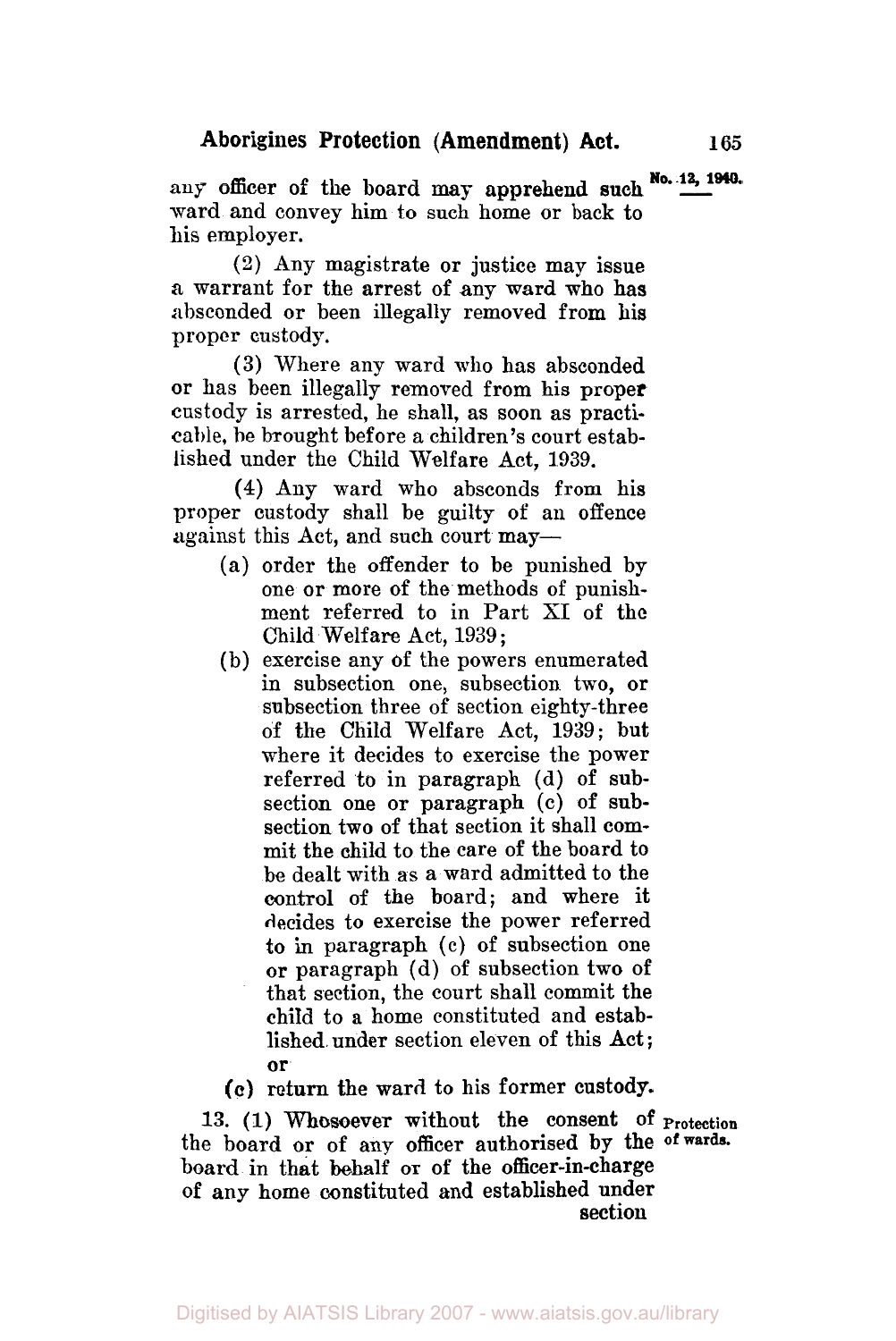any officer of the board may apprehend such ward and convey him to such home or back to his employer.

(2) Any magistrate or justice may issue a warrant for the arrest of any ward who has absconded or been illegally removed from his proper custody.

(3) Where any ward who has absconded or has been illegally removed from his proper custody is arrested, he shall, as soon as practicable, be brought before a children's court established under the Child Welfare Act, 1939.

(4) Any ward who absconds from his proper custody shall be guilty of an offence against this Act, and such court may—

- (a) order the offender to be punished by one or more of the methods of punishment referred to in Part XI of the Child Welfare Act, 1939;
- (b) exercise any of the powers enumerated in subsection one, subsection two, or subsection three of section eighty-three of the Child Welfare Act, 1939; but where it decides to exercise the power referred to in paragraph (d) of subsection one or paragraph (c) of subsection two of that section it shall commit the child to the care of the board to be dealt with as a ward admitted to the control of the board; and where it decides to exercise the power referred to in paragraph (c) of subsection one or paragraph (d) of subsection two of that section, the court shall commit the child to a home constituted and established under section eleven of this Act; or
- (c) return the ward to his former custody.

**Protection of wards.**

13. (1) Whosoever without the consent of the board or of any officer authorised by the board in that behalf or of the officer-in-charge of any home constituted and established under section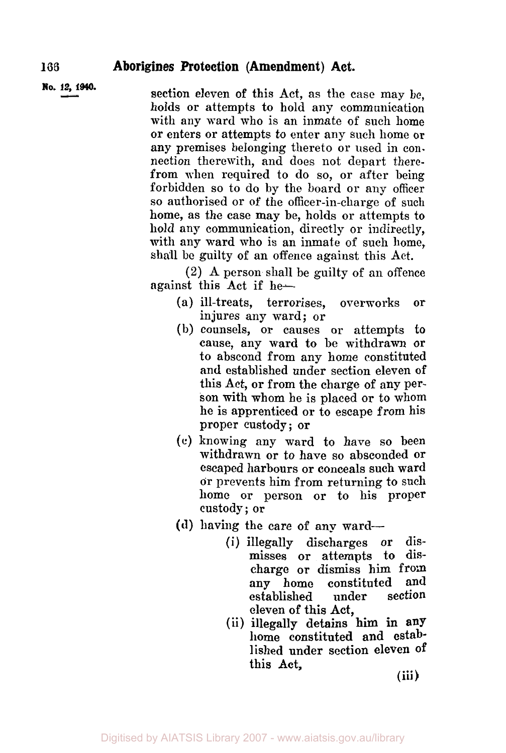No. 12, 1940.

section eleven of this Act, as the case may be, holds or attempts to hold any communication with any ward who is an inmate of such home or enters or attempts to enter any such home or any premises belonging thereto or used in connection therewith, and does not depart therefrom when required to do so, or after being forbidden so to do by the board or any officer so authorised or of the officer-in-charge of such home, as the case may be, holds or attempts to hold any communication, directly or indirectly, with any ward who is an inmate of such home, shall be guilty of an offence against this Act.

(2) A person shall be guilty of an offence against this Act if he—

- (a) ill-treats, terrorises, overworks or injures any ward; or
- (b) counsels, or causes or attempts to cause, any ward to be withdrawn or to abscond from any home constituted and established under section eleven of this Act, or from the charge of any person with whom he is placed or to whom he is apprenticed or to escape from his proper custody; or
- (c) knowing any ward to have so been withdrawn or to have so absconded or escaped harbours or conceals such ward or prevents him from returning to such home or person or to his proper custody; or
- (d) having the care of any ward—
  - (i) illegally discharges or dismisses or attempts to discharge or dismiss him from any home constituted and established under section eleven of this Act,
  - (ii) illegally detains him in any home constituted and established under section eleven of this Act,

(iii)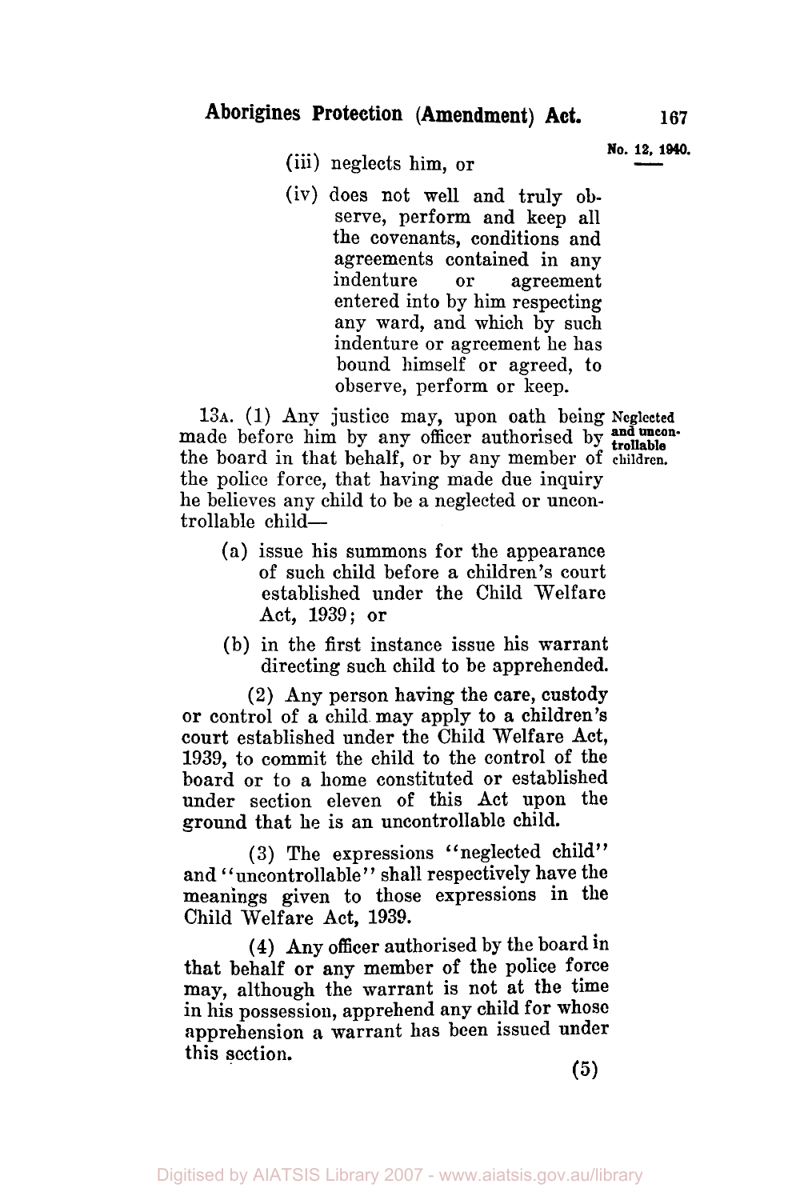(iii) neglects him, or

(iv) does not well and truly observe, perform and keep all the covenants, conditions and agreements contained in any indenture or agreement entered into by him respecting any ward, and which by such indenture or agreement he has bound himself or agreed, to observe, perform or keep.

**Neglected and uncontrollable children.**

13A. (1) Any justice may, upon oath being made before him by any officer authorised by the board in that behalf, or by any member of the police force, that having made due inquiry he believes any child to be a neglected or uncontrollable child—

(a) issue his summons for the appearance of such child before a children's court established under the Child Welfare Act, 1939; or

(b) in the first instance issue his warrant directing such child to be apprehended.

(2) Any person having the care, custody or control of a child may apply to a children's court established under the Child Welfare Act, 1939, to commit the child to the control of the board or to a home constituted or established under section eleven of this Act upon the ground that he is an uncontrollable child.

(3) The expressions "neglected child" and "uncontrollable" shall respectively have the meanings given to those expressions in the Child Welfare Act, 1939.

(4) Any officer authorised by the board in that behalf or any member of the police force may, although the warrant is not at the time in his possession, apprehend any child for whose apprehension a warrant has been issued under this section.

(5)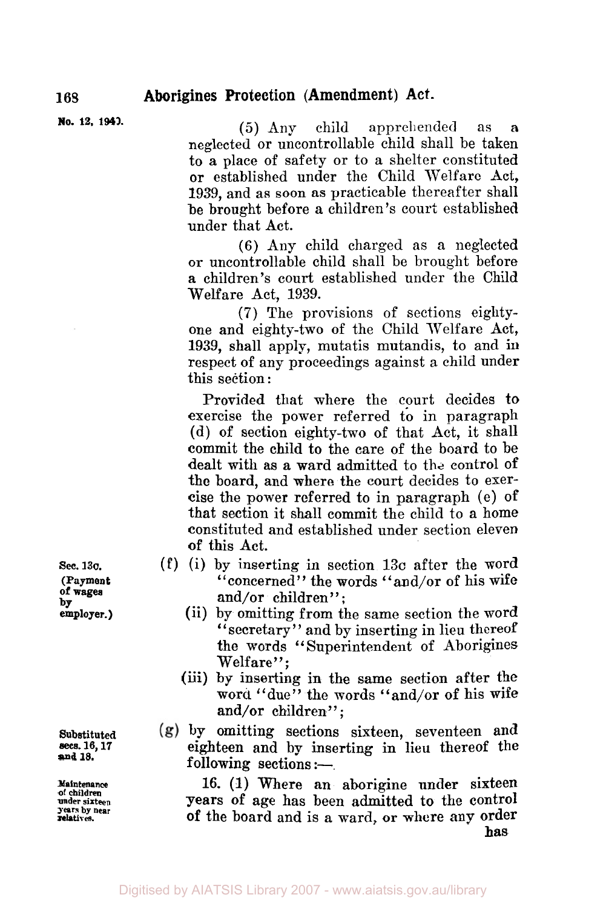(5) Any child apprehended as a neglected or uncontrollable child shall be taken to a place of safety or to a shelter constituted or established under the Child Welfare Act, 1939, and as soon as practicable thereafter shall be brought before a children's court established under that Act.

(6) Any child charged as a neglected or uncontrollable child shall be brought before a children's court established under the Child Welfare Act, 1939.

(7) The provisions of sections eighty-one and eighty-two of the Child Welfare Act, 1939, shall apply, mutatis mutandis, to and in respect of any proceedings against a child under this section:

Provided that where the court decides to exercise the power referred to in paragraph (d) of section eighty-two of that Act, it shall commit the child to the care of the board to be dealt with as a ward admitted to the control of the board, and where the court decides to exercise the power referred to in paragraph (e) of that section it shall commit the child to a home constituted and established under section eleven of this Act.

Sec. 13c. (Payment of wages by employer.)

(f) (i) by inserting in section 13c after the word "concerned" the words "and/or of his wife and/or children";

(ii) by omitting from the same section the word "secretary" and by inserting in lieu thereof the words "Superintendent of Aborigines Welfare";

(iii) by inserting in the same section after the word "due" the words "and/or of his wife and/or children";

Substituted secs. 16, 17 and 18.

(g) by omitting sections sixteen, seventeen and eighteen and by inserting in lieu thereof the following sections:—

Maintenance of children under sixteen years by near relatives.

16. (1) Where an aborigine under sixteen years of age has been admitted to the control of the board and is a ward, or where any order has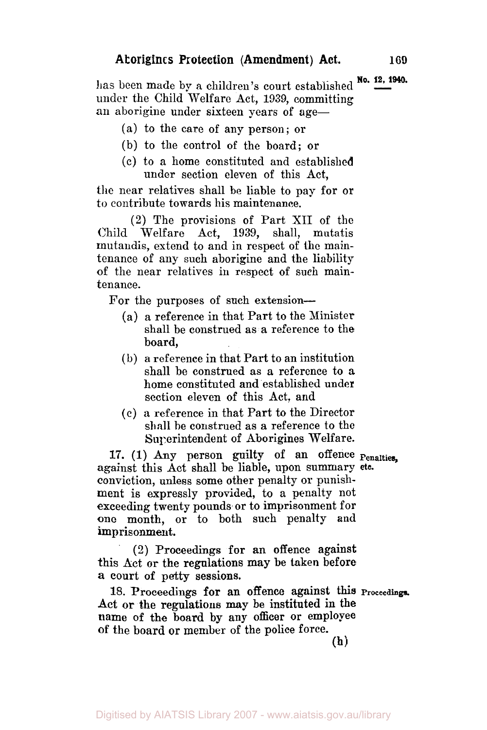has been made by a children's court established under the Child Welfare Act, 1939, committing an aborigine under sixteen years of age—

(a) to the care of any person; or

(b) to the control of the board; or

(c) to a home constituted and established under section eleven of this Act,

the near relatives shall be liable to pay for or to contribute towards his maintenance.

(2) The provisions of Part XII of the Child Welfare Act, 1939, shall, mutatis mutandis, extend to and in respect of the maintenance of any such aborigine and the liability of the near relatives in respect of such maintenance.

For the purposes of such extension—

(a) a reference in that Part to the Minister shall be construed as a reference to the board,

(b) a reference in that Part to an institution shall be construed as a reference to a home constituted and established under section eleven of this Act, and

(c) a reference in that Part to the Director shall be construed as a reference to the Superintendent of Aborigines Welfare.

**Penalties, etc.**

17. (1) Any person guilty of an offence against this Act shall be liable, upon summary conviction, unless some other penalty or punishment is expressly provided, to a penalty not exceeding twenty pounds or to imprisonment for one month, or to both such penalty and imprisonment.

(2) Proceedings for an offence against this Act or the regulations may be taken before a court of petty sessions.

**Proceedings.**

18. Proceedings for an offence against this Act or the regulations may be instituted in the name of the board by any officer or employee of the board or member of the police force.

(h)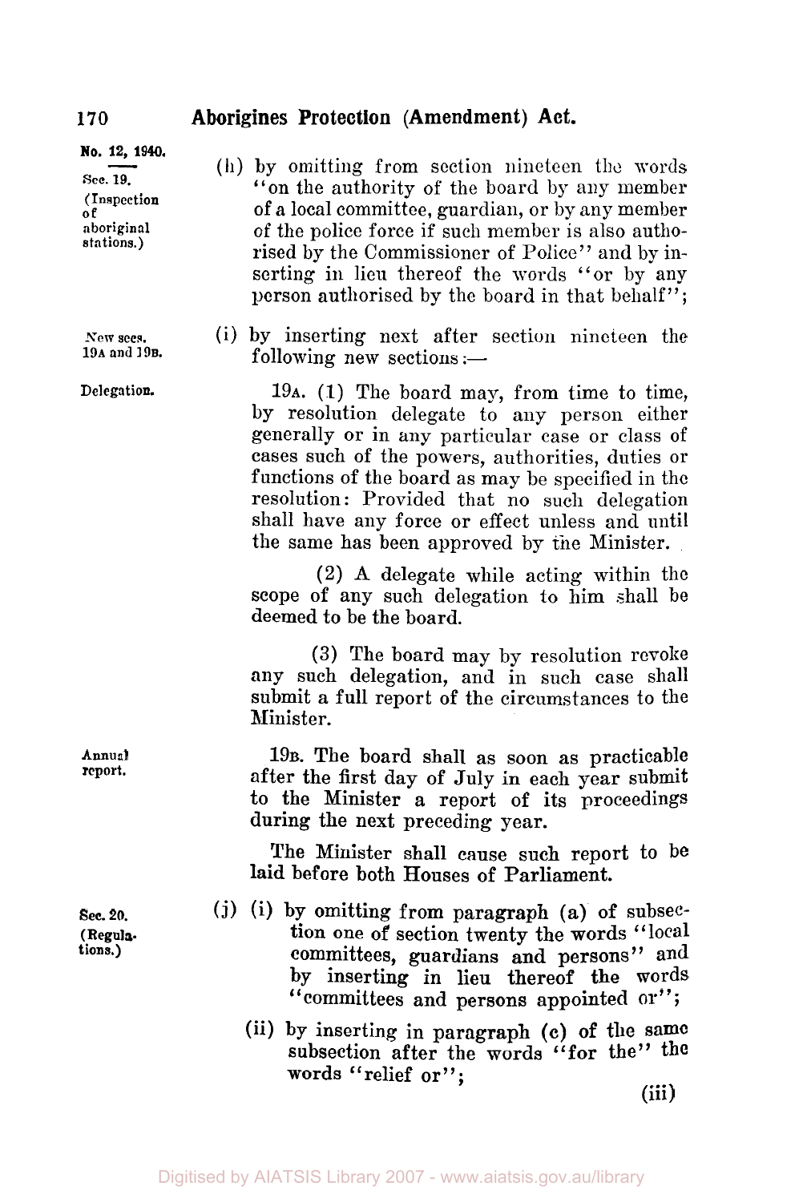No. 12, 1940.

Sec. 19. (Inspection of aboriginal stations.)

(h) by omitting from section nineteen the words "on the authority of the board by any member of a local committee, guardian, or by any member of the police force if such member is also authorised by the Commissioner of Police" and by inserting in lieu thereof the words "or by any person authorised by the board in that behalf";

New secs. 19A and 19B.

(i) by inserting next after section nineteen the following new sections:—

Delegation.

19A. (1) The board may, from time to time, by resolution delegate to any person either generally or in any particular case or class of cases such of the powers, authorities, duties or functions of the board as may be specified in the resolution: Provided that no such delegation shall have any force or effect unless and until the same has been approved by the Minister.

(2) A delegate while acting within the scope of any such delegation to him shall be deemed to be the board.

(3) The board may by resolution revoke any such delegation, and in such case shall submit a full report of the circumstances to the Minister.

Annual report.

19B. The board shall as soon as practicable after the first day of July in each year submit to the Minister a report of its proceedings during the next preceding year.

The Minister shall cause such report to be laid before both Houses of Parliament.

Sec. 20. (Regulations.)

(j) (i) by omitting from paragraph (a) of subsection one of section twenty the words "local committees, guardians and persons" and by inserting in lieu thereof the words "committees and persons appointed or";

(ii) by inserting in paragraph (c) of the same subsection after the words "for the" the words "relief or";

(iii)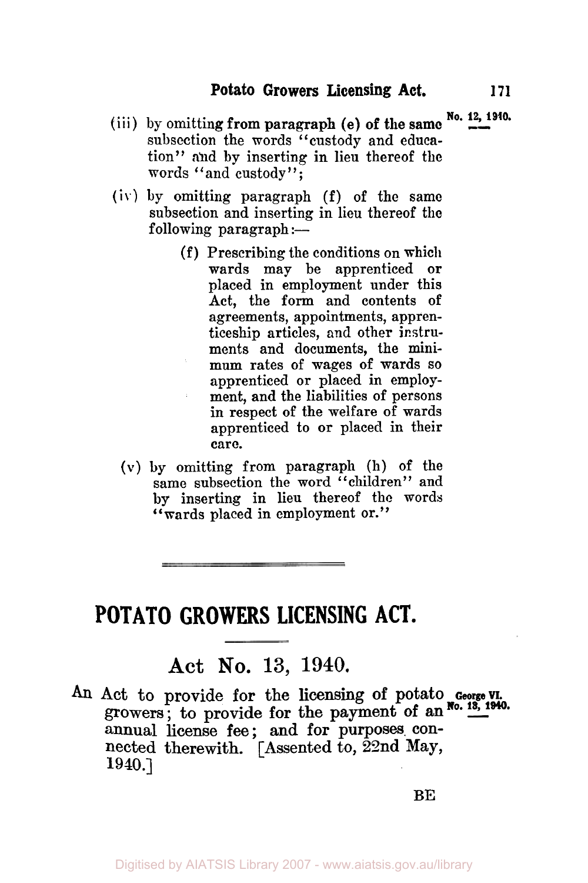(iii) by omitting from paragraph (e) of the same subsection the words "custody and education" and by inserting in lieu thereof the words "and custody";

No. 12, 1940.

(iv) by omitting paragraph (f) of the same subsection and inserting in lieu thereof the following paragraph:—

> (f) Prescribing the conditions on which wards may be apprenticed or placed in employment under this Act, the form and contents of agreements, appointments, apprenticeship articles, and other instruments and documents, the minimum rates of wages of wards so apprenticed or placed in employment, and the liabilities of persons in respect of the welfare of wards apprenticed to or placed in their care.

(v) by omitting from paragraph (h) of the same subsection the word "children" and by inserting in lieu thereof the words "wards placed in employment or."

---

# POTATO GROWERS LICENSING ACT.

## Act No. 13, 1940.

An Act to provide for the licensing of potato growers; to provide for the payment of an annual license fee; and for purposes connected therewith. [Assented to, 22nd May, 1940.]

George VI.
No. 13, 1940.

BE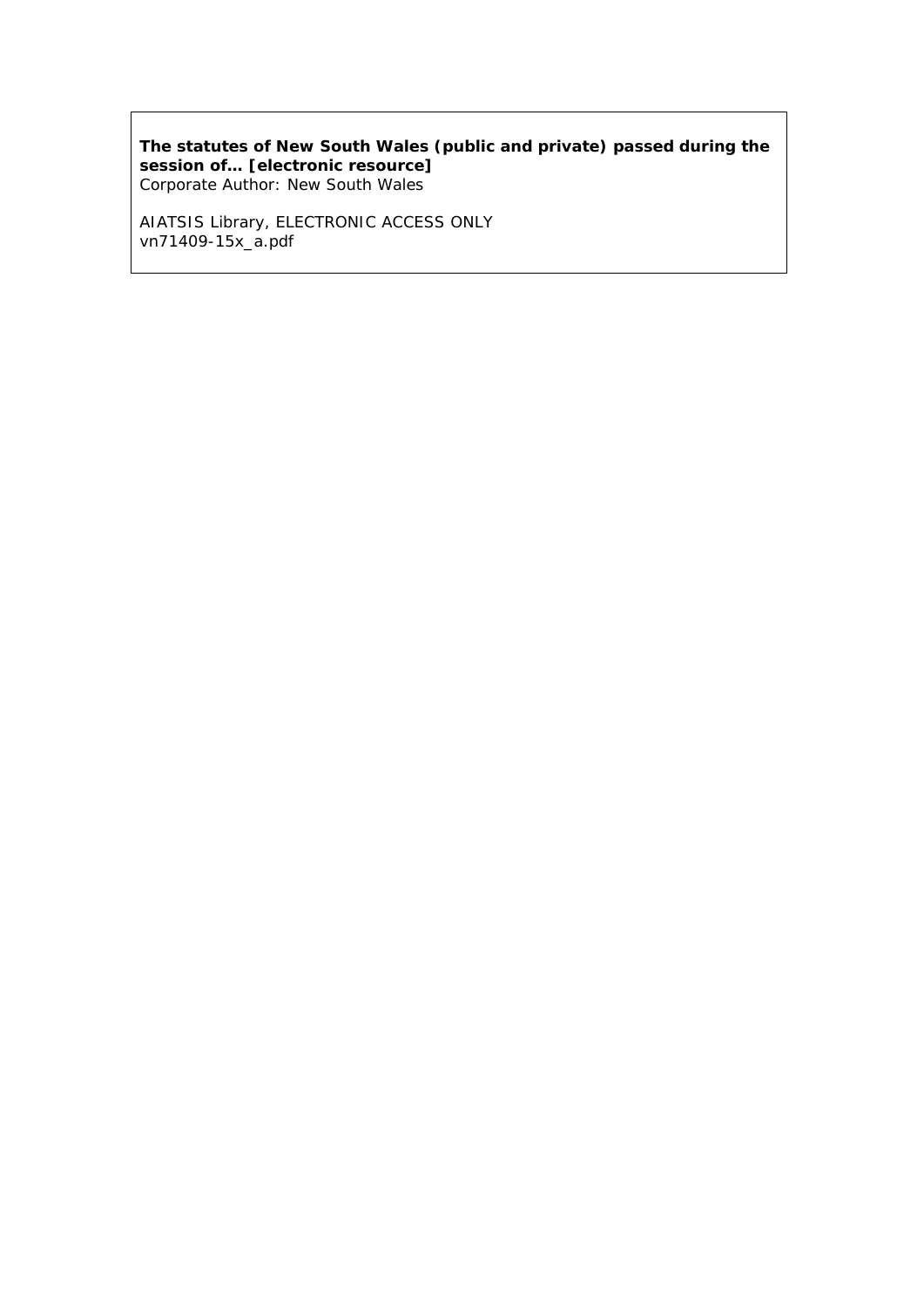**The statutes of New South Wales (public and private) passed during the session of… [electronic resource]**
Corporate Author: New South Wales

AIATSIS Library, ELECTRONIC ACCESS ONLY
vn71409-15x_a.pdf